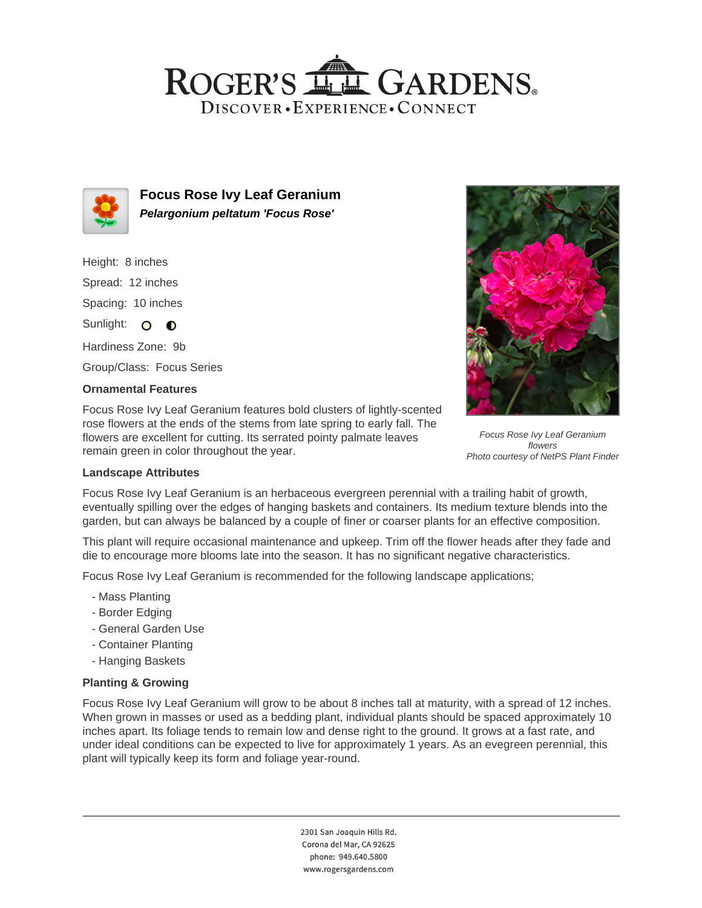# ROGER'S GARDENS

DISCOVER • EXPERIENCE • CONNECT

## Focus Rose Ivy Leaf Geranium

***Pelargonium peltatum 'Focus Rose'***

Height: 8 inches

Spread: 12 inches

Spacing: 10 inches

Sunlight:

Hardiness Zone: 9b

Group/Class: Focus Series

### Ornamental Features

Focus Rose Ivy Leaf Geranium features bold clusters of lightly-scented rose flowers at the ends of the stems from late spring to early fall. The flowers are excellent for cutting. Its serrated pointy palmate leaves remain green in color throughout the year.

*Focus Rose Ivy Leaf Geranium flowers*
*Photo courtesy of NetPS Plant Finder*

### Landscape Attributes

Focus Rose Ivy Leaf Geranium is an herbaceous evergreen perennial with a trailing habit of growth, eventually spilling over the edges of hanging baskets and containers. Its medium texture blends into the garden, but can always be balanced by a couple of finer or coarser plants for an effective composition.

This plant will require occasional maintenance and upkeep. Trim off the flower heads after they fade and die to encourage more blooms late into the season. It has no significant negative characteristics.

Focus Rose Ivy Leaf Geranium is recommended for the following landscape applications;

- Mass Planting
- Border Edging
- General Garden Use
- Container Planting
- Hanging Baskets

### Planting & Growing

Focus Rose Ivy Leaf Geranium will grow to be about 8 inches tall at maturity, with a spread of 12 inches. When grown in masses or used as a bedding plant, individual plants should be spaced approximately 10 inches apart. Its foliage tends to remain low and dense right to the ground. It grows at a fast rate, and under ideal conditions can be expected to live for approximately 1 years. As an evegreen perennial, this plant will typically keep its form and foliage year-round.

2301 San Joaquin Hills Rd.
Corona del Mar, CA 92625
phone: 949.640.5800
www.rogersgardens.com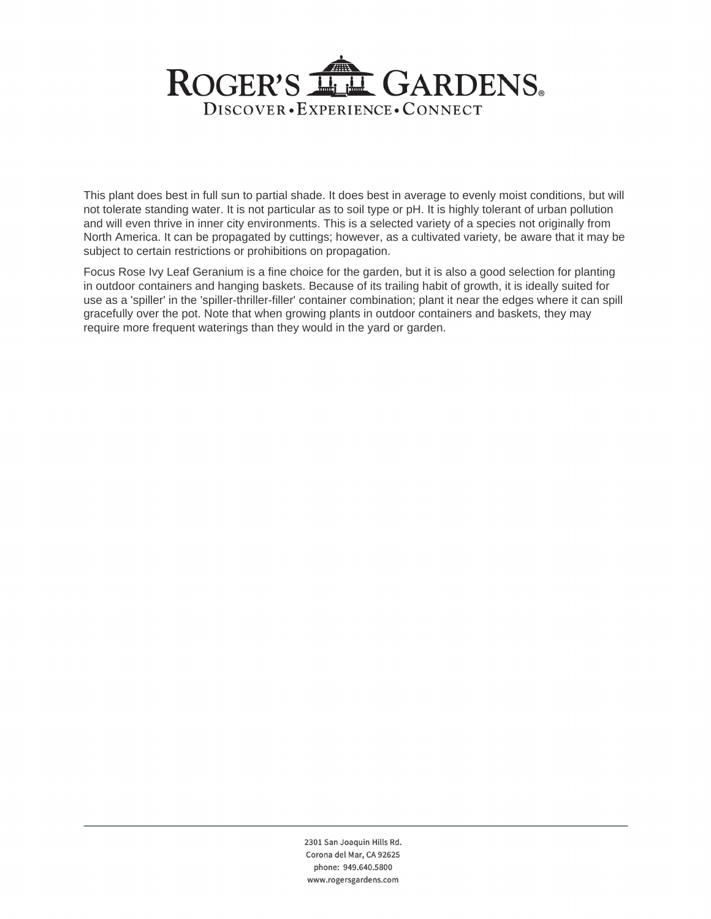This plant does best in full sun to partial shade. It does best in average to evenly moist conditions, but will not tolerate standing water. It is not particular as to soil type or pH. It is highly tolerant of urban pollution and will even thrive in inner city environments. This is a selected variety of a species not originally from North America. It can be propagated by cuttings; however, as a cultivated variety, be aware that it may be subject to certain restrictions or prohibitions on propagation.

Focus Rose Ivy Leaf Geranium is a fine choice for the garden, but it is also a good selection for planting in outdoor containers and hanging baskets. Because of its trailing habit of growth, it is ideally suited for use as a 'spiller' in the 'spiller-thriller-filler' container combination; plant it near the edges where it can spill gracefully over the pot. Note that when growing plants in outdoor containers and baskets, they may require more frequent waterings than they would in the yard or garden.